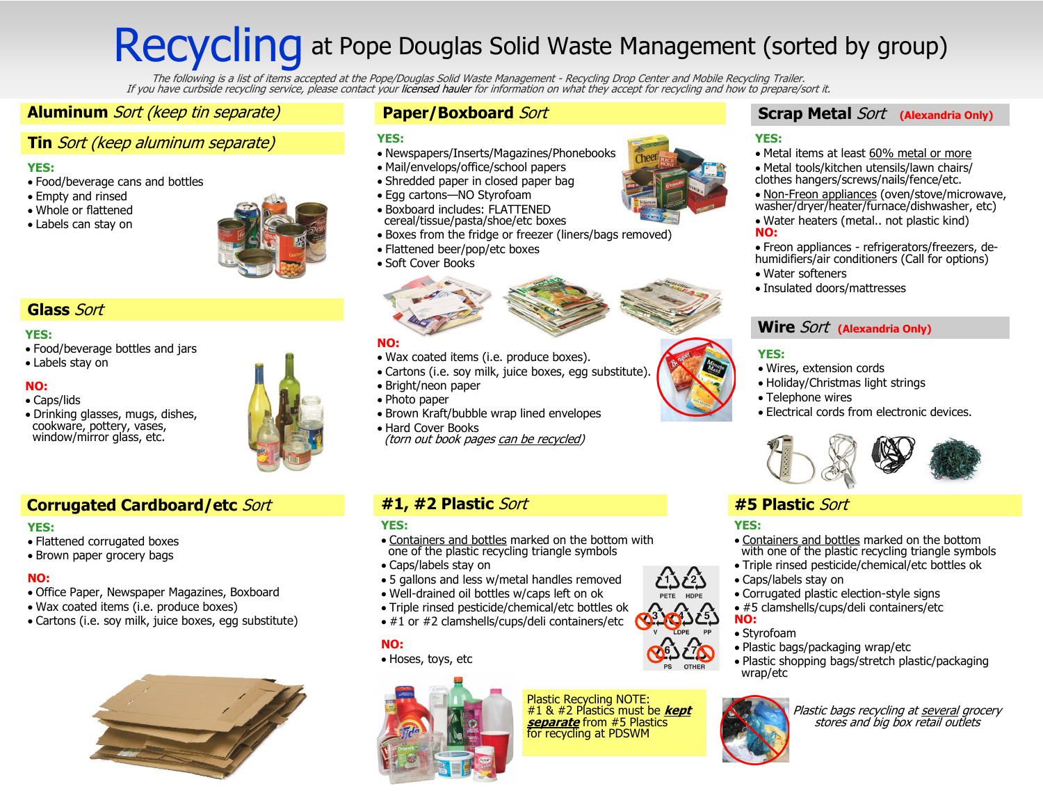# Recycling at Pope Douglas Solid Waste Management (sorted by group)

*The following is a list of items accepted at the Pope/Douglas Solid Waste Management - Recycling Drop Center and Mobile Recycling Trailer. If you have curbside recycling service, please contact your licensed hauler for information on what they accept for recycling and how to prepare/sort it.*

## Aluminum *Sort (keep tin separate)*

## Tin *Sort (keep aluminum separate)*

**YES:**

- Food/beverage cans and bottles
- Empty and rinsed
- Whole or flattened
- Labels can stay on

## Glass *Sort*

**YES:**

- Food/beverage bottles and jars
- Labels stay on

**NO:**

- Caps/lids
- Drinking glasses, mugs, dishes, cookware, pottery, vases, window/mirror glass, etc.

## Corrugated Cardboard/etc *Sort*

**YES:**

- Flattened corrugated boxes
- Brown paper grocery bags

**NO:**

- Office Paper, Newspaper Magazines, Boxboard
- Wax coated items (i.e. produce boxes)
- Cartons (i.e. soy milk, juice boxes, egg substitute)

## Paper/Boxboard *Sort*

**YES:**

- Newspapers/Inserts/Magazines/Phonebooks
- Mail/envelops/office/school papers
- Shredded paper in closed paper bag
- Egg cartons—NO Styrofoam
- Boxboard includes: FLATTENED cereal/tissue/pasta/shoe/etc boxes
- Boxes from the fridge or freezer (liners/bags removed)
- Flattened beer/pop/etc boxes
- Soft Cover Books

**NO:**

- Wax coated items (i.e. produce boxes).
- Cartons (i.e. soy milk, juice boxes, egg substitute).
- Bright/neon paper
- Photo paper
- Brown Kraft/bubble wrap lined envelopes
- Hard Cover Books
  *(torn out book pages can be recycled)*

## #1, #2 Plastic *Sort*

**YES:**

- Containers and bottles marked on the bottom with one of the plastic recycling triangle symbols
- Caps/labels stay on
- 5 gallons and less w/metal handles removed
- Well-drained oil bottles w/caps left on ok
- Triple rinsed pesticide/chemical/etc bottles ok
- #1 or #2 clamshells/cups/deli containers/etc

**NO:**

- Hoses, toys, etc

1 PETE, 2 HDPE, 3 V, 4 LDPE, 5 PP, 6 PS, 7 OTHER

Plastic Recycling NOTE: #1 & #2 Plastics must be ***kept separate*** from #5 Plastics for recycling at PDSWM

## Scrap Metal *Sort* (Alexandria Only)

**YES:**

- Metal items at least 60% metal or more
- Metal tools/kitchen utensils/lawn chairs/ clothes hangers/screws/nails/fence/etc.
- Non-Freon appliances (oven/stove/microwave, washer/dryer/heater/furnace/dishwasher, etc)
- Water heaters (metal.. not plastic kind)

**NO:**

- Freon appliances - refrigerators/freezers, de-humidifiers/air conditioners (Call for options)
- Water softeners
- Insulated doors/mattresses

## Wire *Sort* (Alexandria Only)

**YES:**

- Wires, extension cords
- Holiday/Christmas light strings
- Telephone wires
- Electrical cords from electronic devices.

## #5 Plastic *Sort*

**YES:**

- Containers and bottles marked on the bottom with one of the plastic recycling triangle symbols
- Triple rinsed pesticide/chemical/etc bottles ok
- Caps/labels stay on
- Corrugated plastic election-style signs
- #5 clamshells/cups/deli containers/etc

**NO:**

- Styrofoam
- Plastic bags/packaging wrap/etc
- Plastic shopping bags/stretch plastic/packaging wrap/etc

*Plastic bags recycling at several grocery stores and big box retail outlets*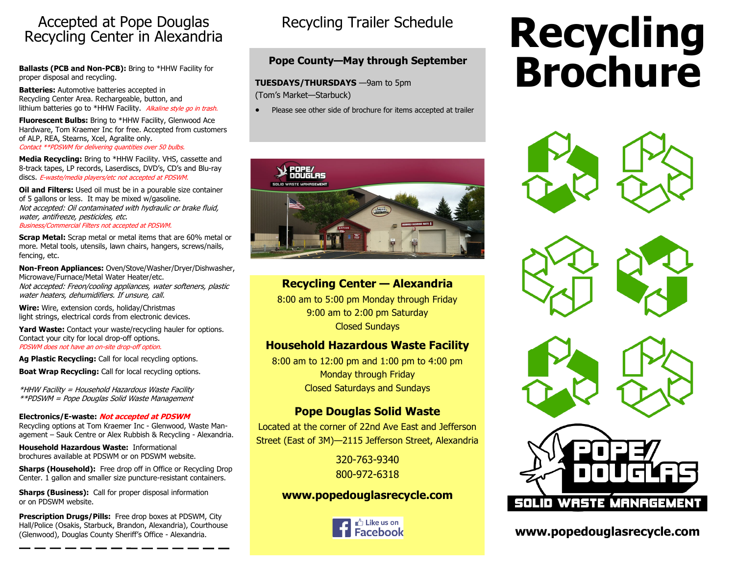## Accepted at Pope Douglas Recycling Center in Alexandria

**Ballasts (PCB and Non-PCB):** Bring to *HHW Facility for proper disposal and recycling.

**Batteries:** Automotive batteries accepted in Recycling Center Area. Rechargeable, button, and lithium batteries go to *HHW Facility. *Alkaline style go in trash.*

**Fluorescent Bulbs:** Bring to *HHW Facility, Glenwood Ace Hardware, Tom Kraemer Inc for free. Accepted from customers of ALP, REA, Stearns, Xcel, Agralite only.
*Contact **PDSWM for delivering quantities over 50 bulbs.*

**Media Recycling:** Bring to *HHW Facility. VHS, cassette and 8-track tapes, LP records, Laserdiscs, DVD's, CD's and Blu-ray discs. *E-waste/media players/etc not accepted at PDSWM.*

**Oil and Filters:** Used oil must be in a pourable size container of 5 gallons or less. It may be mixed w/gasoline.
*Not accepted: Oil contaminated with hydraulic or brake fluid, water, antifreeze, pesticides, etc.*
*Business/Commercial Filters not accepted at PDSWM.*

**Scrap Metal:** Scrap metal or metal items that are 60% metal or more. Metal tools, utensils, lawn chairs, hangers, screws/nails, fencing, etc.

**Non-Freon Appliances:** Oven/Stove/Washer/Dryer/Dishwasher, Microwave/Furnace/Metal Water Heater/etc.
*Not accepted: Freon/cooling appliances, water softeners, plastic water heaters, dehumidifiers. If unsure, call.*

**Wire:** Wire, extension cords, holiday/Christmas light strings, electrical cords from electronic devices.

**Yard Waste:** Contact your waste/recycling hauler for options. Contact your city for local drop-off options.
*PDSWM does not have an on-site drop-off option.*

**Ag Plastic Recycling:** Call for local recycling options.

**Boat Wrap Recycling:** Call for local recycling options.

**HHW Facility = Household Hazardous Waste Facility*
***PDSWM = Pope Douglas Solid Waste Management*

**Electronics/E-waste:** ***Not accepted at PDSWM***
Recycling options at Tom Kraemer Inc - Glenwood, Waste Management – Sauk Centre or Alex Rubbish & Recycling - Alexandria.

**Household Hazardous Waste:** Informational brochures available at PDSWM or on PDSWM website.

**Sharps (Household):** Free drop off in Office or Recycling Drop Center. 1 gallon and smaller size puncture-resistant containers.

**Sharps (Business):** Call for proper disposal information or on PDSWM website.

**Prescription Drugs/Pills:** Free drop boxes at PDSWM, City Hall/Police (Osakis, Starbuck, Brandon, Alexandria), Courthouse (Glenwood), Douglas County Sheriff's Office - Alexandria.

## Recycling Trailer Schedule

**Pope County—May through September**

**TUESDAYS/THURSDAYS** —9am to 5pm
(Tom's Market—Starbuck)

- Please see other side of brochure for items accepted at trailer

### Recycling Center — Alexandria

8:00 am to 5:00 pm Monday through Friday
9:00 am to 2:00 pm Saturday
Closed Sundays

### Household Hazardous Waste Facility

8:00 am to 12:00 pm and 1:00 pm to 4:00 pm
Monday through Friday
Closed Saturdays and Sundays

### Pope Douglas Solid Waste

Located at the corner of 22nd Ave East and Jefferson Street (East of 3M)—2115 Jefferson Street, Alexandria

320-763-9340
800-972-6318

**www.popedouglasrecycle.com**

Like us on Facebook

# Recycling Brochure

POPE/DOUGLAS SOLID WASTE MANAGEMENT

**www.popedouglasrecycle.com**